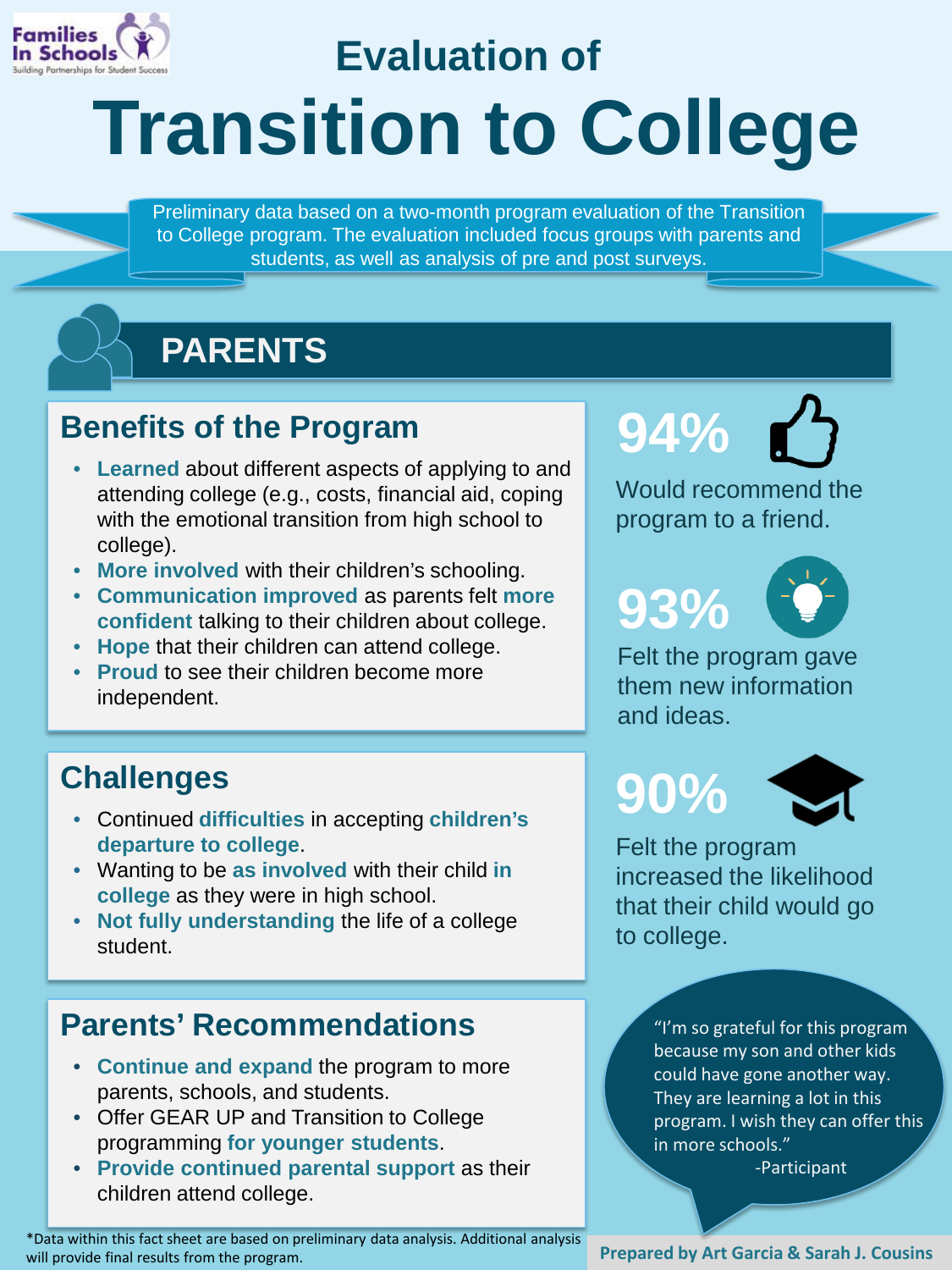Families In Schools
Building Partnerships for Student Success

# Evaluation of Transition to College

Preliminary data based on a two-month program evaluation of the Transition to College program. The evaluation included focus groups with parents and students, as well as analysis of pre and post surveys.

## PARENTS

### Benefits of the Program

- **Learned** about different aspects of applying to and attending college (e.g., costs, financial aid, coping with the emotional transition from high school to college).
- **More involved** with their children's schooling.
- **Communication improved** as parents felt **more confident** talking to their children about college.
- **Hope** that their children can attend college.
- **Proud** to see their children become more independent.

**94%** Would recommend the program to a friend.

**93%** Felt the program gave them new information and ideas.

**90%** Felt the program increased the likelihood that their child would go to college.

### Challenges

- Continued **difficulties** in accepting **children's departure to college**.
- Wanting to be **as involved** with their child **in college** as they were in high school.
- **Not fully understanding** the life of a college student.

### Parents' Recommendations

- **Continue and expand** the program to more parents, schools, and students.
- Offer GEAR UP and Transition to College programming **for younger students**.
- **Provide continued parental support** as their children attend college.

> "I'm so grateful for this program because my son and other kids could have gone another way. They are learning a lot in this program. I wish they can offer this in more schools."
>
> -Participant

*Data within this fact sheet are based on preliminary data analysis. Additional analysis will provide final results from the program.

Prepared by Art Garcia & Sarah J. Cousins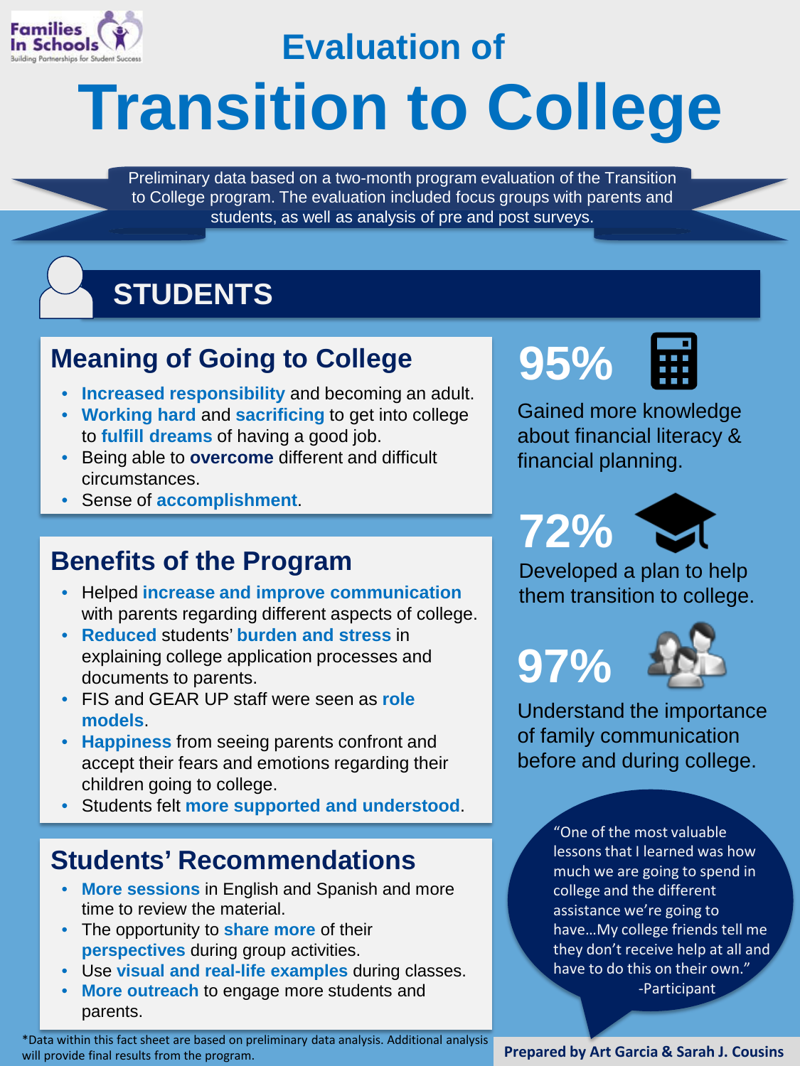Families In Schools
Building Partnerships for Student Success

# Evaluation of Transition to College

Preliminary data based on a two-month program evaluation of the Transition to College program. The evaluation included focus groups with parents and students, as well as analysis of pre and post surveys.

## STUDENTS

### Meaning of Going to College

- **Increased responsibility** and becoming an adult.
- **Working hard** and **sacrificing** to get into college to **fulfill dreams** of having a good job.
- Being able to **overcome** different and difficult circumstances.
- Sense of **accomplishment**.

### Benefits of the Program

- Helped **increase and improve communication** with parents regarding different aspects of college.
- **Reduced** students' **burden and stress** in explaining college application processes and documents to parents.
- FIS and GEAR UP staff were seen as **role models**.
- **Happiness** from seeing parents confront and accept their fears and emotions regarding their children going to college.
- Students felt **more supported and understood**.

### Students' Recommendations

- **More sessions** in English and Spanish and more time to review the material.
- The opportunity to **share more** of their **perspectives** during group activities.
- Use **visual and real-life examples** during classes.
- **More outreach** to engage more students and parents.

**95%**

Gained more knowledge about financial literacy & financial planning.

**72%**

Developed a plan to help them transition to college.

**97%**

Understand the importance of family communication before and during college.

"One of the most valuable lessons that I learned was how much we are going to spend in college and the different assistance we're going to have…My college friends tell me they don't receive help at all and have to do this on their own."
-Participant

*Data within this fact sheet are based on preliminary data analysis. Additional analysis will provide final results from the program.

**Prepared by Art Garcia & Sarah J. Cousins**